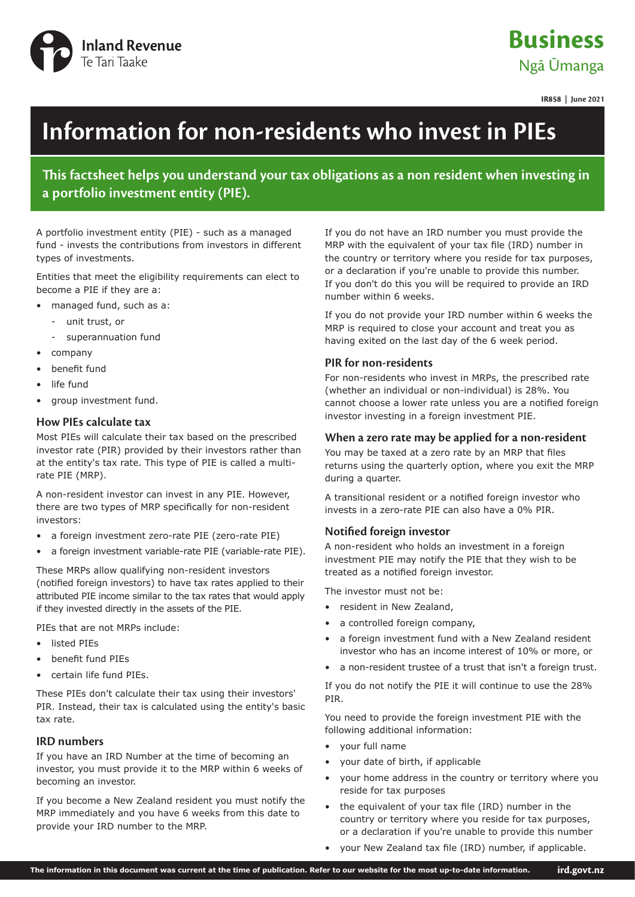Business

Ngā Ūmanga

IR858 | June 2021

# Information for non-residents who invest in PIEs

**This factsheet helps you understand your tax obligations as a non resident when investing in a portfolio investment entity (PIE).**

A portfolio investment entity (PIE) - such as a managed fund - invests the contributions from investors in different types of investments.

Entities that meet the eligibility requirements can elect to become a PIE if they are a:

- managed fund, such as a:
  - unit trust, or
  - superannuation fund
- company
- benefit fund
- life fund
- group investment fund.

## How PIEs calculate tax

Most PIEs will calculate their tax based on the prescribed investor rate (PIR) provided by their investors rather than at the entity's tax rate. This type of PIE is called a multi-rate PIE (MRP).

A non-resident investor can invest in any PIE. However, there are two types of MRP specifically for non-resident investors:

- a foreign investment zero-rate PIE (zero-rate PIE)
- a foreign investment variable-rate PIE (variable-rate PIE).

These MRPs allow qualifying non-resident investors (notified foreign investors) to have tax rates applied to their attributed PIE income similar to the tax rates that would apply if they invested directly in the assets of the PIE.

PIEs that are not MRPs include:

- listed PIEs
- benefit fund PIEs
- certain life fund PIEs.

These PIEs don't calculate their tax using their investors' PIR. Instead, their tax is calculated using the entity's basic tax rate.

## IRD numbers

If you have an IRD Number at the time of becoming an investor, you must provide it to the MRP within 6 weeks of becoming an investor.

If you become a New Zealand resident you must notify the MRP immediately and you have 6 weeks from this date to provide your IRD number to the MRP.

If you do not have an IRD number you must provide the MRP with the equivalent of your tax file (IRD) number in the country or territory where you reside for tax purposes, or a declaration if you're unable to provide this number. If you don't do this you will be required to provide an IRD number within 6 weeks.

If you do not provide your IRD number within 6 weeks the MRP is required to close your account and treat you as having exited on the last day of the 6 week period.

## PIR for non-residents

For non-residents who invest in MRPs, the prescribed rate (whether an individual or non-individual) is 28%. You cannot choose a lower rate unless you are a notified foreign investor investing in a foreign investment PIE.

## When a zero rate may be applied for a non-resident

You may be taxed at a zero rate by an MRP that files returns using the quarterly option, where you exit the MRP during a quarter.

A transitional resident or a notified foreign investor who invests in a zero-rate PIE can also have a 0% PIR.

## Notified foreign investor

A non-resident who holds an investment in a foreign investment PIE may notify the PIE that they wish to be treated as a notified foreign investor.

The investor must not be:

- resident in New Zealand,
- a controlled foreign company,
- a foreign investment fund with a New Zealand resident investor who has an income interest of 10% or more, or
- a non-resident trustee of a trust that isn't a foreign trust.

If you do not notify the PIE it will continue to use the 28% PIR.

You need to provide the foreign investment PIE with the following additional information:

- your full name
- your date of birth, if applicable
- your home address in the country or territory where you reside for tax purposes
- the equivalent of your tax file (IRD) number in the country or territory where you reside for tax purposes, or a declaration if you're unable to provide this number
- your New Zealand tax file (IRD) number, if applicable.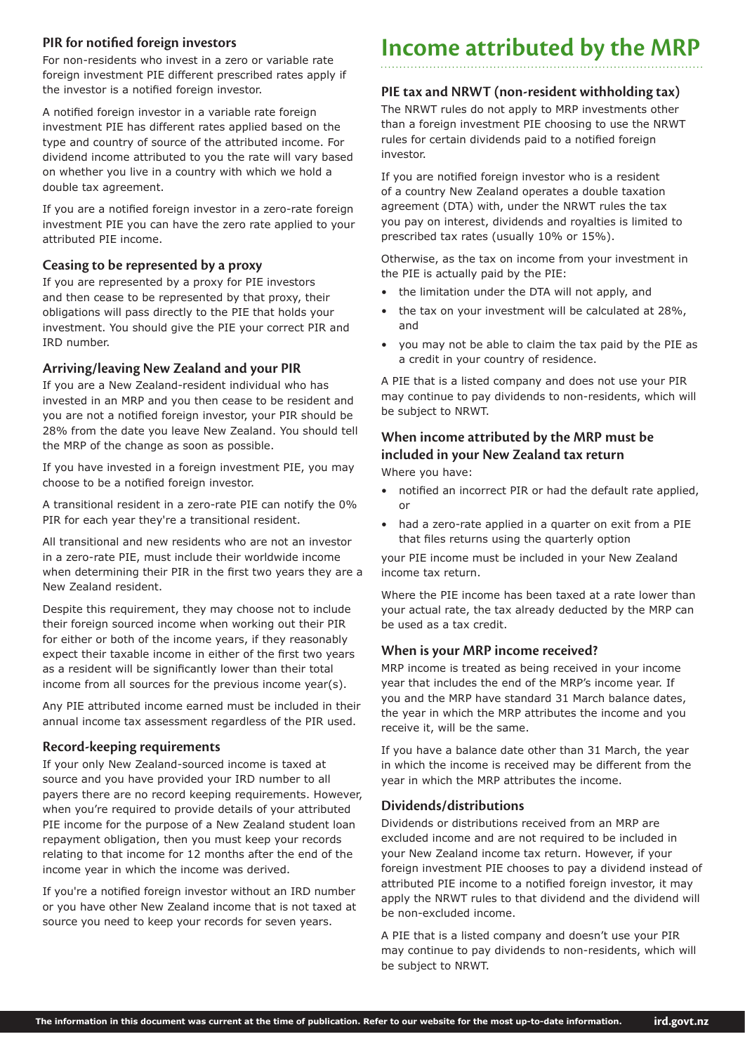### PIR for notified foreign investors

For non-residents who invest in a zero or variable rate foreign investment PIE different prescribed rates apply if the investor is a notified foreign investor.

A notified foreign investor in a variable rate foreign investment PIE has different rates applied based on the type and country of source of the attributed income. For dividend income attributed to you the rate will vary based on whether you live in a country with which we hold a double tax agreement.

If you are a notified foreign investor in a zero-rate foreign investment PIE you can have the zero rate applied to your attributed PIE income.

### Ceasing to be represented by a proxy

If you are represented by a proxy for PIE investors and then cease to be represented by that proxy, their obligations will pass directly to the PIE that holds your investment. You should give the PIE your correct PIR and IRD number.

### Arriving/leaving New Zealand and your PIR

If you are a New Zealand-resident individual who has invested in an MRP and you then cease to be resident and you are not a notified foreign investor, your PIR should be 28% from the date you leave New Zealand. You should tell the MRP of the change as soon as possible.

If you have invested in a foreign investment PIE, you may choose to be a notified foreign investor.

A transitional resident in a zero-rate PIE can notify the 0% PIR for each year they're a transitional resident.

All transitional and new residents who are not an investor in a zero-rate PIE, must include their worldwide income when determining their PIR in the first two years they are a New Zealand resident.

Despite this requirement, they may choose not to include their foreign sourced income when working out their PIR for either or both of the income years, if they reasonably expect their taxable income in either of the first two years as a resident will be significantly lower than their total income from all sources for the previous income year(s).

Any PIE attributed income earned must be included in their annual income tax assessment regardless of the PIR used.

### Record-keeping requirements

If your only New Zealand-sourced income is taxed at source and you have provided your IRD number to all payers there are no record keeping requirements. However, when you're required to provide details of your attributed PIE income for the purpose of a New Zealand student loan repayment obligation, then you must keep your records relating to that income for 12 months after the end of the income year in which the income was derived.

If you're a notified foreign investor without an IRD number or you have other New Zealand income that is not taxed at source you need to keep your records for seven years.

## Income attributed by the MRP

### PIE tax and NRWT (non-resident withholding tax)

The NRWT rules do not apply to MRP investments other than a foreign investment PIE choosing to use the NRWT rules for certain dividends paid to a notified foreign investor.

If you are notified foreign investor who is a resident of a country New Zealand operates a double taxation agreement (DTA) with, under the NRWT rules the tax you pay on interest, dividends and royalties is limited to prescribed tax rates (usually 10% or 15%).

Otherwise, as the tax on income from your investment in the PIE is actually paid by the PIE:

- the limitation under the DTA will not apply, and
- the tax on your investment will be calculated at 28%, and
- you may not be able to claim the tax paid by the PIE as a credit in your country of residence.

A PIE that is a listed company and does not use your PIR may continue to pay dividends to non-residents, which will be subject to NRWT.

### When income attributed by the MRP must be included in your New Zealand tax return

Where you have:

- notified an incorrect PIR or had the default rate applied, or
- had a zero-rate applied in a quarter on exit from a PIE that files returns using the quarterly option

your PIE income must be included in your New Zealand income tax return.

Where the PIE income has been taxed at a rate lower than your actual rate, the tax already deducted by the MRP can be used as a tax credit.

### When is your MRP income received?

MRP income is treated as being received in your income year that includes the end of the MRP's income year. If you and the MRP have standard 31 March balance dates, the year in which the MRP attributes the income and you receive it, will be the same.

If you have a balance date other than 31 March, the year in which the income is received may be different from the year in which the MRP attributes the income.

### Dividends/distributions

Dividends or distributions received from an MRP are excluded income and are not required to be included in your New Zealand income tax return. However, if your foreign investment PIE chooses to pay a dividend instead of attributed PIE income to a notified foreign investor, it may apply the NRWT rules to that dividend and the dividend will be non-excluded income.

A PIE that is a listed company and doesn't use your PIR may continue to pay dividends to non-residents, which will be subject to NRWT.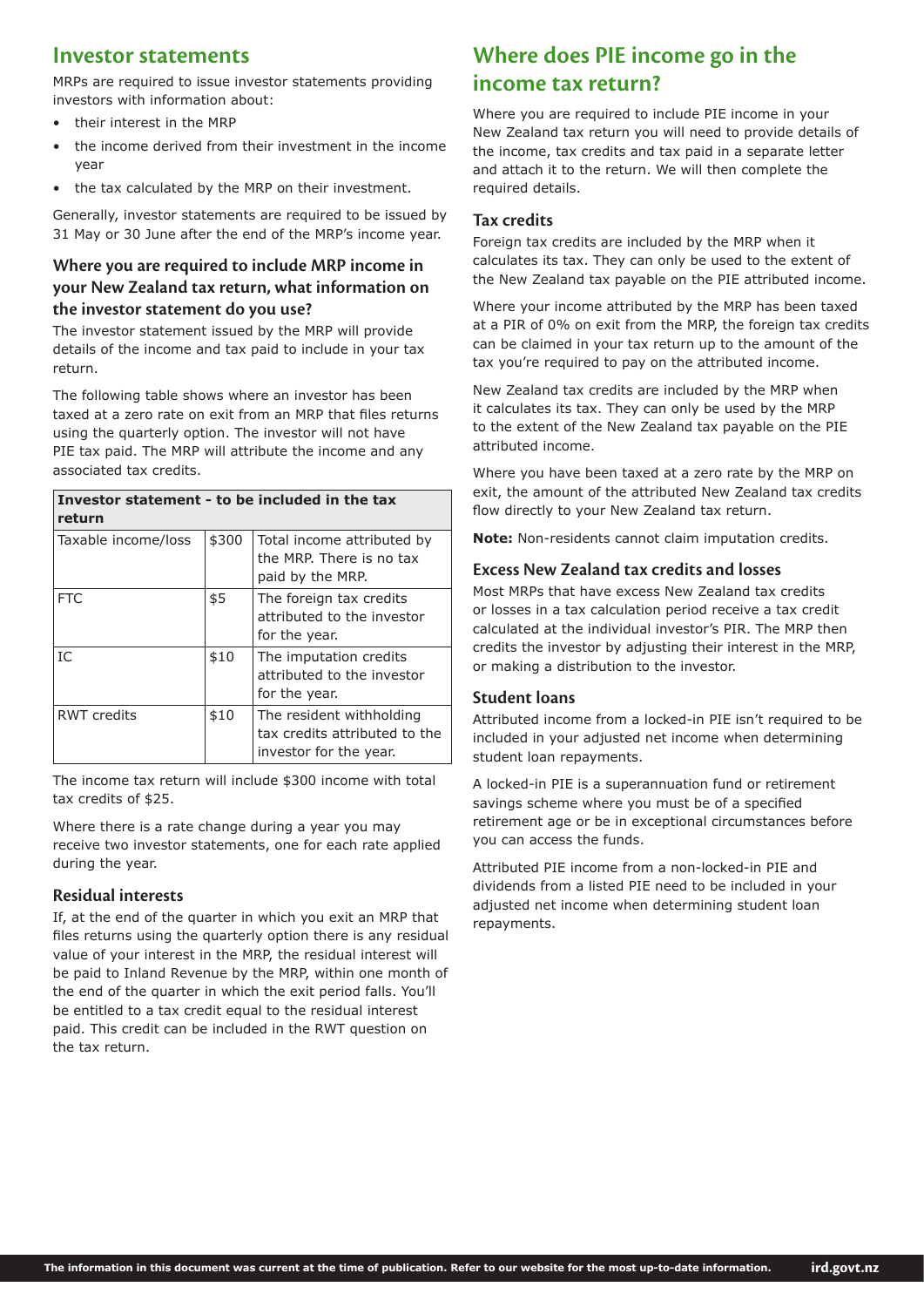## Investor statements

MRPs are required to issue investor statements providing investors with information about:

- their interest in the MRP
- the income derived from their investment in the income year
- the tax calculated by the MRP on their investment.

Generally, investor statements are required to be issued by 31 May or 30 June after the end of the MRP's income year.

### Where you are required to include MRP income in your New Zealand tax return, what information on the investor statement do you use?

The investor statement issued by the MRP will provide details of the income and tax paid to include in your tax return.

The following table shows where an investor has been taxed at a zero rate on exit from an MRP that files returns using the quarterly option. The investor will not have PIE tax paid. The MRP will attribute the income and any associated tax credits.

| **Investor statement - to be included in the tax return** | | |
|---|---|---|
| Taxable income/loss | \$300 | Total income attributed by the MRP. There is no tax paid by the MRP. |
| FTC | \$5 | The foreign tax credits attributed to the investor for the year. |
| IC | \$10 | The imputation credits attributed to the investor for the year. |
| RWT credits | \$10 | The resident withholding tax credits attributed to the investor for the year. |

The income tax return will include \$300 income with total tax credits of \$25.

Where there is a rate change during a year you may receive two investor statements, one for each rate applied during the year.

### Residual interests

If, at the end of the quarter in which you exit an MRP that files returns using the quarterly option there is any residual value of your interest in the MRP, the residual interest will be paid to Inland Revenue by the MRP, within one month of the end of the quarter in which the exit period falls. You'll be entitled to a tax credit equal to the residual interest paid. This credit can be included in the RWT question on the tax return.

## Where does PIE income go in the income tax return?

Where you are required to include PIE income in your New Zealand tax return you will need to provide details of the income, tax credits and tax paid in a separate letter and attach it to the return. We will then complete the required details.

### Tax credits

Foreign tax credits are included by the MRP when it calculates its tax. They can only be used to the extent of the New Zealand tax payable on the PIE attributed income.

Where your income attributed by the MRP has been taxed at a PIR of 0% on exit from the MRP, the foreign tax credits can be claimed in your tax return up to the amount of the tax you're required to pay on the attributed income.

New Zealand tax credits are included by the MRP when it calculates its tax. They can only be used by the MRP to the extent of the New Zealand tax payable on the PIE attributed income.

Where you have been taxed at a zero rate by the MRP on exit, the amount of the attributed New Zealand tax credits flow directly to your New Zealand tax return.

**Note:** Non-residents cannot claim imputation credits.

### Excess New Zealand tax credits and losses

Most MRPs that have excess New Zealand tax credits or losses in a tax calculation period receive a tax credit calculated at the individual investor's PIR. The MRP then credits the investor by adjusting their interest in the MRP, or making a distribution to the investor.

### Student loans

Attributed income from a locked-in PIE isn't required to be included in your adjusted net income when determining student loan repayments.

A locked-in PIE is a superannuation fund or retirement savings scheme where you must be of a specified retirement age or be in exceptional circumstances before you can access the funds.

Attributed PIE income from a non-locked-in PIE and dividends from a listed PIE need to be included in your adjusted net income when determining student loan repayments.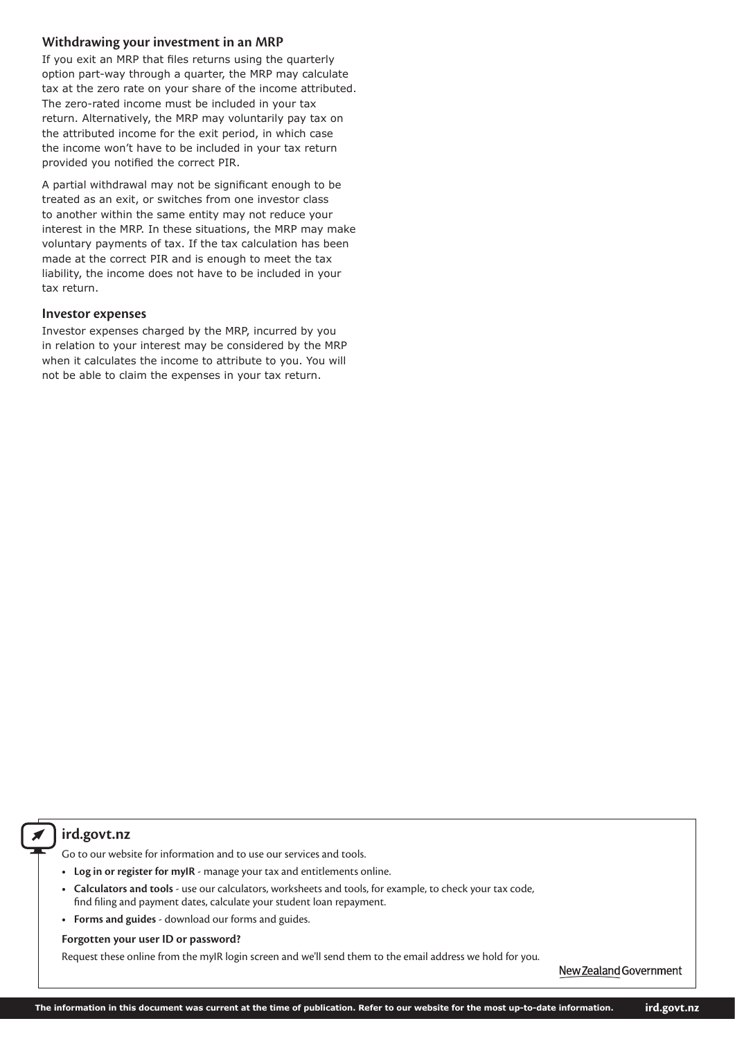## Withdrawing your investment in an MRP

If you exit an MRP that files returns using the quarterly option part-way through a quarter, the MRP may calculate tax at the zero rate on your share of the income attributed. The zero-rated income must be included in your tax return. Alternatively, the MRP may voluntarily pay tax on the attributed income for the exit period, in which case the income won't have to be included in your tax return provided you notified the correct PIR.

A partial withdrawal may not be significant enough to be treated as an exit, or switches from one investor class to another within the same entity may not reduce your interest in the MRP. In these situations, the MRP may make voluntary payments of tax. If the tax calculation has been made at the correct PIR and is enough to meet the tax liability, the income does not have to be included in your tax return.

## Investor expenses

Investor expenses charged by the MRP, incurred by you in relation to your interest may be considered by the MRP when it calculates the income to attribute to you. You will not be able to claim the expenses in your tax return.

## ird.govt.nz

Go to our website for information and to use our services and tools.

- **Log in or register for myIR** - manage your tax and entitlements online.
- **Calculators and tools** - use our calculators, worksheets and tools, for example, to check your tax code, find filing and payment dates, calculate your student loan repayment.
- **Forms and guides** - download our forms and guides.

**Forgotten your user ID or password?**

Request these online from the myIR login screen and we'll send them to the email address we hold for you.

New Zealand Government

**The information in this document was current at the time of publication. Refer to our website for the most up-to-date information.** **ird.govt.nz**